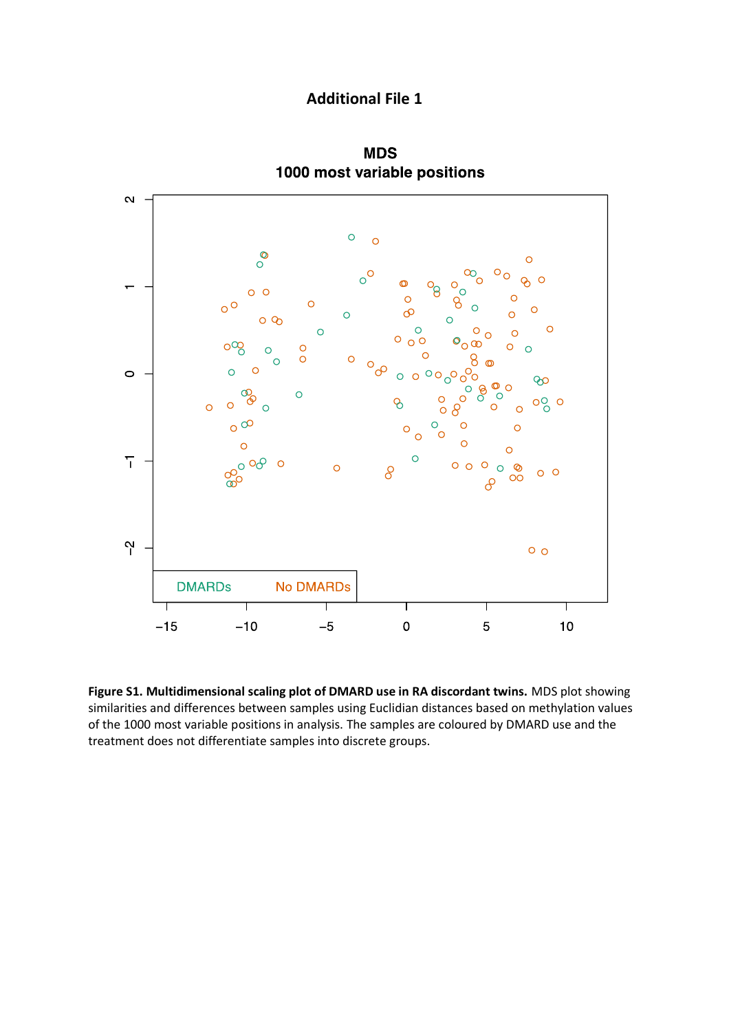# Additional File 1

**Figure S1. Multidimensional scaling plot of DMARD use in RA discordant twins.** MDS plot showing similarities and differences between samples using Euclidian distances based on methylation values of the 1000 most variable positions in analysis. The samples are coloured by DMARD use and the treatment does not differentiate samples into discrete groups.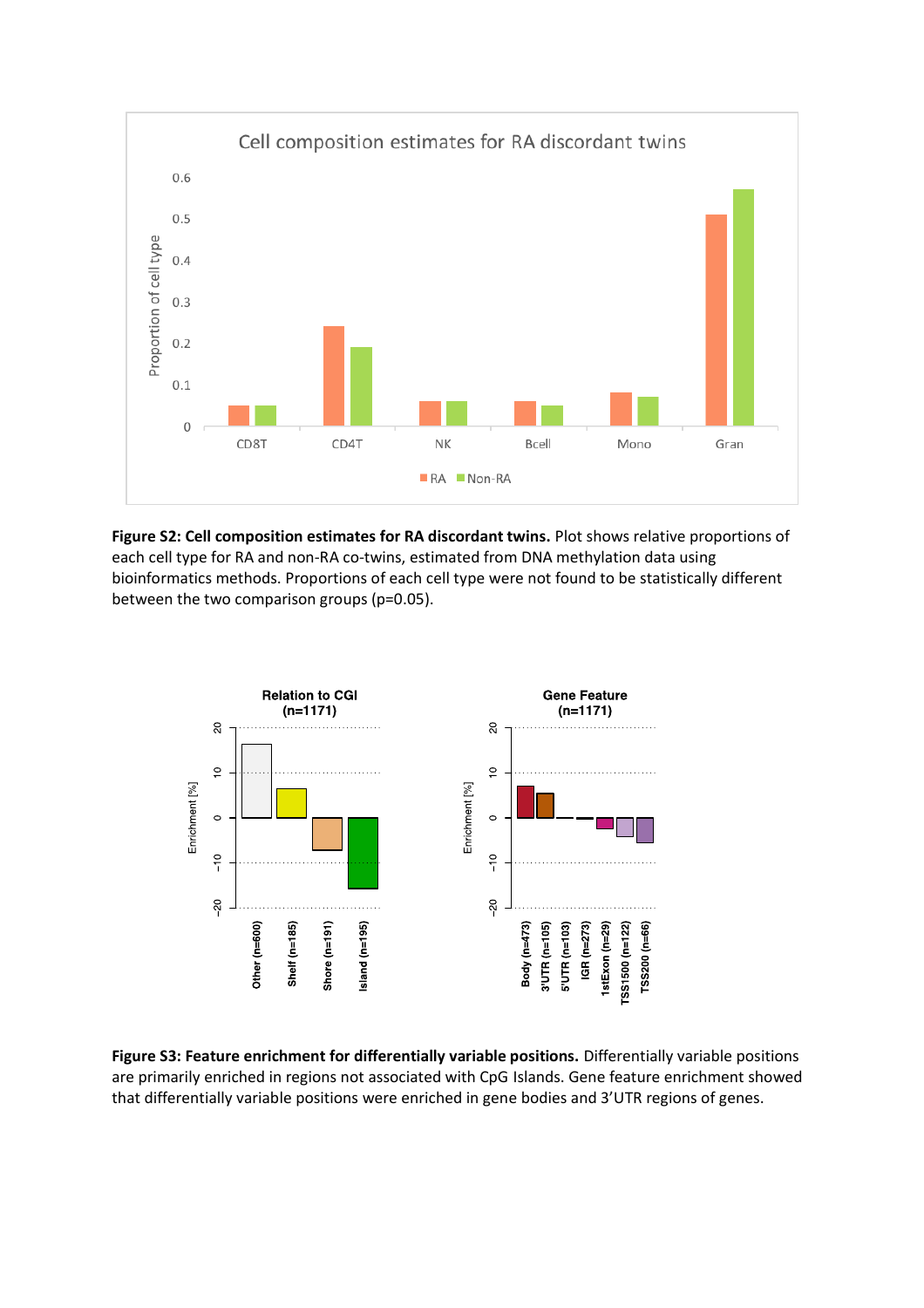**Figure S2: Cell composition estimates for RA discordant twins.** Plot shows relative proportions of each cell type for RA and non-RA co-twins, estimated from DNA methylation data using bioinformatics methods. Proportions of each cell type were not found to be statistically different between the two comparison groups (p=0.05).

**Figure S3: Feature enrichment for differentially variable positions.** Differentially variable positions are primarily enriched in regions not associated with CpG Islands. Gene feature enrichment showed that differentially variable positions were enriched in gene bodies and 3'UTR regions of genes.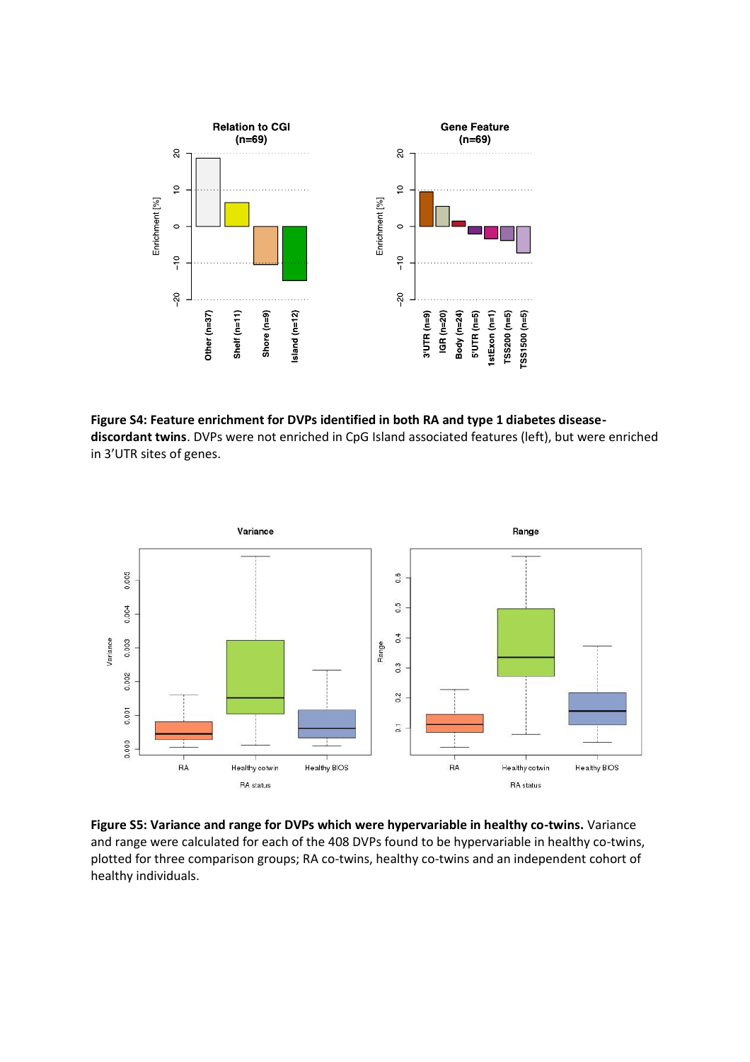Relation to CGI
(n=69)

Enrichment [%]

20
10
0
−10
−20

Other (n=37)
Shelf (n=11)
Shore (n=9)
Island (n=12)

Gene Feature
(n=69)

Enrichment [%]

20
10
0
−10
−20

3'UTR (n=9)
IGR (n=20)
Body (n=24)
5'UTR (n=5)
1stExon (n=1)
TSS200 (n=5)
TSS1500 (n=5)

**Figure S4: Feature enrichment for DVPs identified in both RA and type 1 diabetes disease-discordant twins**. DVPs were not enriched in CpG Island associated features (left), but were enriched in 3'UTR sites of genes.

Variance

Variance

0.000
0.001
0.002
0.003
0.004
0.005

RA
Healthy cotwin
Healthy BIOS

RA status

Range

Range

0.1
0.2
0.3
0.4
0.5
0.6

RA
Healthy cotwin
Healthy BIOS

RA status

**Figure S5: Variance and range for DVPs which were hypervariable in healthy co-twins.** Variance and range were calculated for each of the 408 DVPs found to be hypervariable in healthy co-twins, plotted for three comparison groups; RA co-twins, healthy co-twins and an independent cohort of healthy individuals.